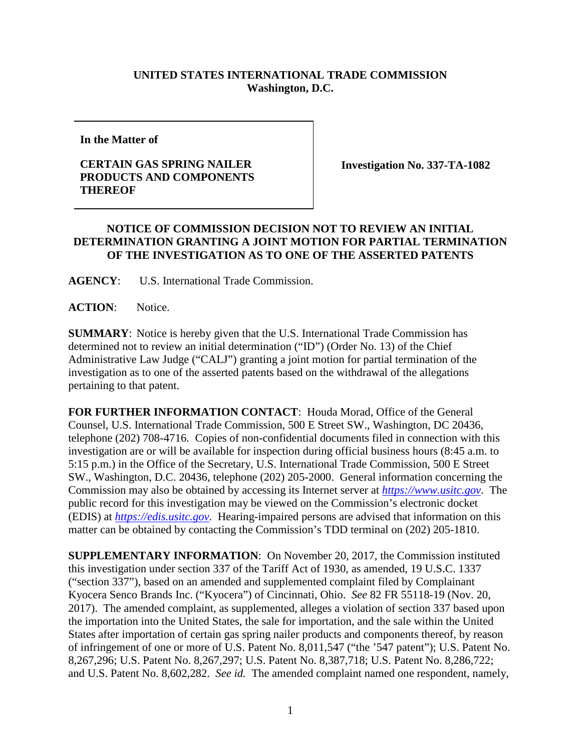**UNITED STATES INTERNATIONAL TRADE COMMISSION**
**Washington, D.C.**

| In the Matter of<br><br>**CERTAIN GAS SPRING NAILER PRODUCTS AND COMPONENTS THEREOF** | **Investigation No. 337-TA-1082** |
| --- | --- |

**NOTICE OF COMMISSION DECISION NOT TO REVIEW AN INITIAL DETERMINATION GRANTING A JOINT MOTION FOR PARTIAL TERMINATION OF THE INVESTIGATION AS TO ONE OF THE ASSERTED PATENTS**

**AGENCY**: U.S. International Trade Commission.

**ACTION**: Notice.

**SUMMARY**: Notice is hereby given that the U.S. International Trade Commission has determined not to review an initial determination ("ID") (Order No. 13) of the Chief Administrative Law Judge ("CALJ") granting a joint motion for partial termination of the investigation as to one of the asserted patents based on the withdrawal of the allegations pertaining to that patent.

**FOR FURTHER INFORMATION CONTACT**: Houda Morad, Office of the General Counsel, U.S. International Trade Commission, 500 E Street SW., Washington, DC 20436, telephone (202) 708-4716. Copies of non-confidential documents filed in connection with this investigation are or will be available for inspection during official business hours (8:45 a.m. to 5:15 p.m.) in the Office of the Secretary, U.S. International Trade Commission, 500 E Street SW., Washington, D.C. 20436, telephone (202) 205-2000. General information concerning the Commission may also be obtained by accessing its Internet server at *https://www.usitc.gov*. The public record for this investigation may be viewed on the Commission's electronic docket (EDIS) at *https://edis.usitc.gov*. Hearing-impaired persons are advised that information on this matter can be obtained by contacting the Commission's TDD terminal on (202) 205-1810.

**SUPPLEMENTARY INFORMATION**: On November 20, 2017, the Commission instituted this investigation under section 337 of the Tariff Act of 1930, as amended, 19 U.S.C. 1337 ("section 337"), based on an amended and supplemented complaint filed by Complainant Kyocera Senco Brands Inc. ("Kyocera") of Cincinnati, Ohio. *See* 82 FR 55118-19 (Nov. 20, 2017). The amended complaint, as supplemented, alleges a violation of section 337 based upon the importation into the United States, the sale for importation, and the sale within the United States after importation of certain gas spring nailer products and components thereof, by reason of infringement of one or more of U.S. Patent No. 8,011,547 ("the '547 patent"); U.S. Patent No. 8,267,296; U.S. Patent No. 8,267,297; U.S. Patent No. 8,387,718; U.S. Patent No. 8,286,722; and U.S. Patent No. 8,602,282. *See id.* The amended complaint named one respondent, namely,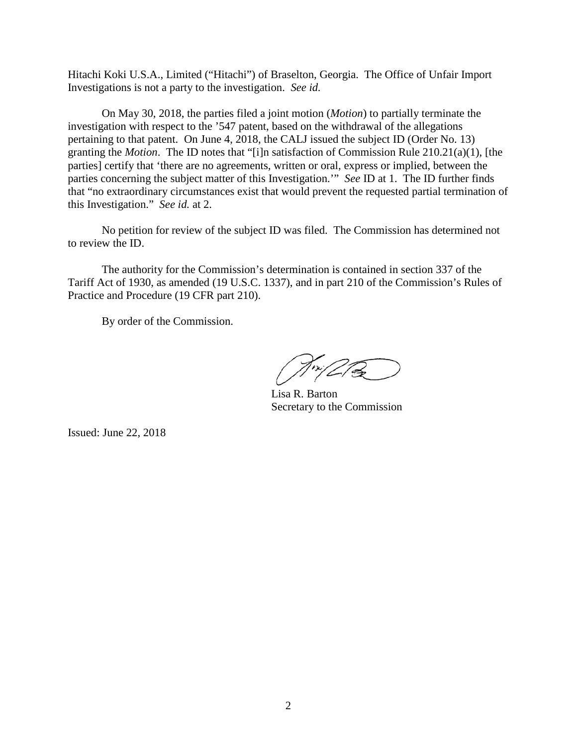Hitachi Koki U.S.A., Limited ("Hitachi") of Braselton, Georgia. The Office of Unfair Import Investigations is not a party to the investigation. *See id.*

On May 30, 2018, the parties filed a joint motion (*Motion*) to partially terminate the investigation with respect to the '547 patent, based on the withdrawal of the allegations pertaining to that patent. On June 4, 2018, the CALJ issued the subject ID (Order No. 13) granting the *Motion*. The ID notes that "[i]n satisfaction of Commission Rule 210.21(a)(1), [the parties] certify that 'there are no agreements, written or oral, express or implied, between the parties concerning the subject matter of this Investigation.'" *See* ID at 1. The ID further finds that "no extraordinary circumstances exist that would prevent the requested partial termination of this Investigation." *See id.* at 2.

No petition for review of the subject ID was filed. The Commission has determined not to review the ID.

The authority for the Commission's determination is contained in section 337 of the Tariff Act of 1930, as amended (19 U.S.C. 1337), and in part 210 of the Commission's Rules of Practice and Procedure (19 CFR part 210).

By order of the Commission.

Lisa R. Barton
Secretary to the Commission

Issued: June 22, 2018